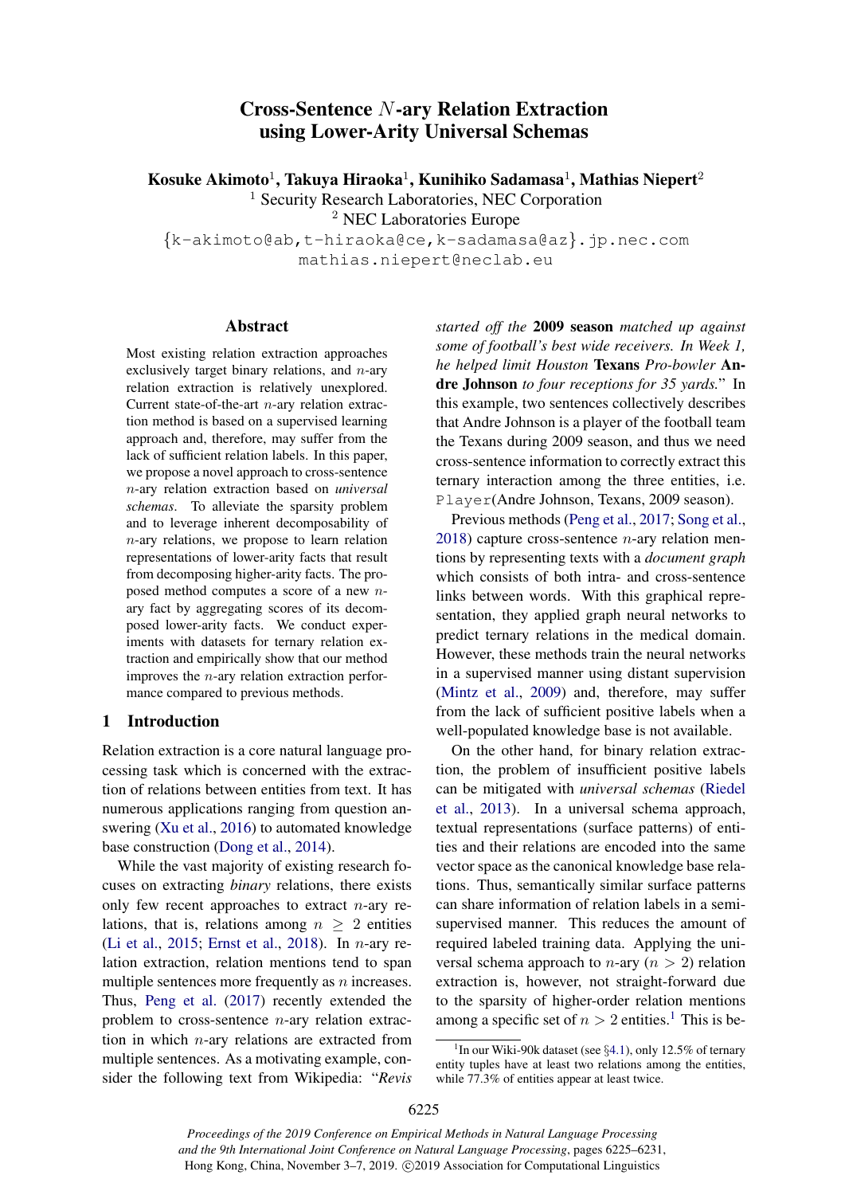# Cross-Sentence $N$-ary Relation Extraction using Lower-Arity Universal Schemas

**Kosuke Akimoto**[1], **Takuya Hiraoka**[1], **Kunihiko Sadamasa**[1], **Mathias Niepert**[2]

[1] Security Research Laboratories, NEC Corporation

[2] NEC Laboratories Europe

{k-akimoto@ab,t-hiraoka@ce,k-sadamasa@az}.jp.nec.com

mathias.niepert@neclab.eu

## Abstract

Most existing relation extraction approaches exclusively target binary relations, and $n$-ary relation extraction is relatively unexplored. Current state-of-the-art $n$-ary relation extraction method is based on a supervised learning approach and, therefore, may suffer from the lack of sufficient relation labels. In this paper, we propose a novel approach to cross-sentence $n$-ary relation extraction based on *universal schemas*. To alleviate the sparsity problem and to leverage inherent decomposability of $n$-ary relations, we propose to learn relation representations of lower-arity facts that result from decomposing higher-arity facts. The proposed method computes a score of a new $n$-ary fact by aggregating scores of its decomposed lower-arity facts. We conduct experiments with datasets for ternary relation extraction and empirically show that our method improves the $n$-ary relation extraction performance compared to previous methods.

## 1 Introduction

Relation extraction is a core natural language processing task which is concerned with the extraction of relations between entities from text. It has numerous applications ranging from question answering (Xu et al., 2016) to automated knowledge base construction (Dong et al., 2014).

While the vast majority of existing research focuses on extracting *binary* relations, there exists only few recent approaches to extract $n$-ary relations, that is, relations among $n \geq 2$ entities (Li et al., 2015; Ernst et al., 2018). In $n$-ary relation extraction, relation mentions tend to span multiple sentences more frequently as $n$ increases. Thus, Peng et al. (2017) recently extended the problem to cross-sentence $n$-ary relation extraction in which $n$-ary relations are extracted from multiple sentences. As a motivating example, consider the following text from Wikipedia: "*Revis started off the* **2009 season** *matched up against some of football's best wide receivers. In Week 1, he helped limit Houston* **Texans** *Pro-bowler* **Andre Johnson** *to four receptions for 35 yards.*" In this example, two sentences collectively describes that Andre Johnson is a player of the football team the Texans during 2009 season, and thus we need cross-sentence information to correctly extract this ternary interaction among the three entities, i.e. `Player`(Andre Johnson, Texans, 2009 season).

Previous methods (Peng et al., 2017; Song et al., 2018) capture cross-sentence $n$-ary relation mentions by representing texts with a *document graph* which consists of both intra- and cross-sentence links between words. With this graphical representation, they applied graph neural networks to predict ternary relations in the medical domain. However, these methods train the neural networks in a supervised manner using distant supervision (Mintz et al., 2009) and, therefore, may suffer from the lack of sufficient positive labels when a well-populated knowledge base is not available.

On the other hand, for binary relation extraction, the problem of insufficient positive labels can be mitigated with *universal schemas* (Riedel et al., 2013). In a universal schema approach, textual representations (surface patterns) of entities and their relations are encoded into the same vector space as the canonical knowledge base relations. Thus, semantically similar surface patterns can share information of relation labels in a semi-supervised manner. This reduces the amount of required labeled training data. Applying the universal schema approach to $n$-ary ($n > 2$) relation extraction is, however, not straight-forward due to the sparsity of higher-order relation mentions among a specific set of $n > 2$ entities.[1] This is be-

[1] In our Wiki-90k dataset (see §4.1), only 12.5% of ternary entity tuples have at least two relations among the entities, while 77.3% of entities appear at least twice.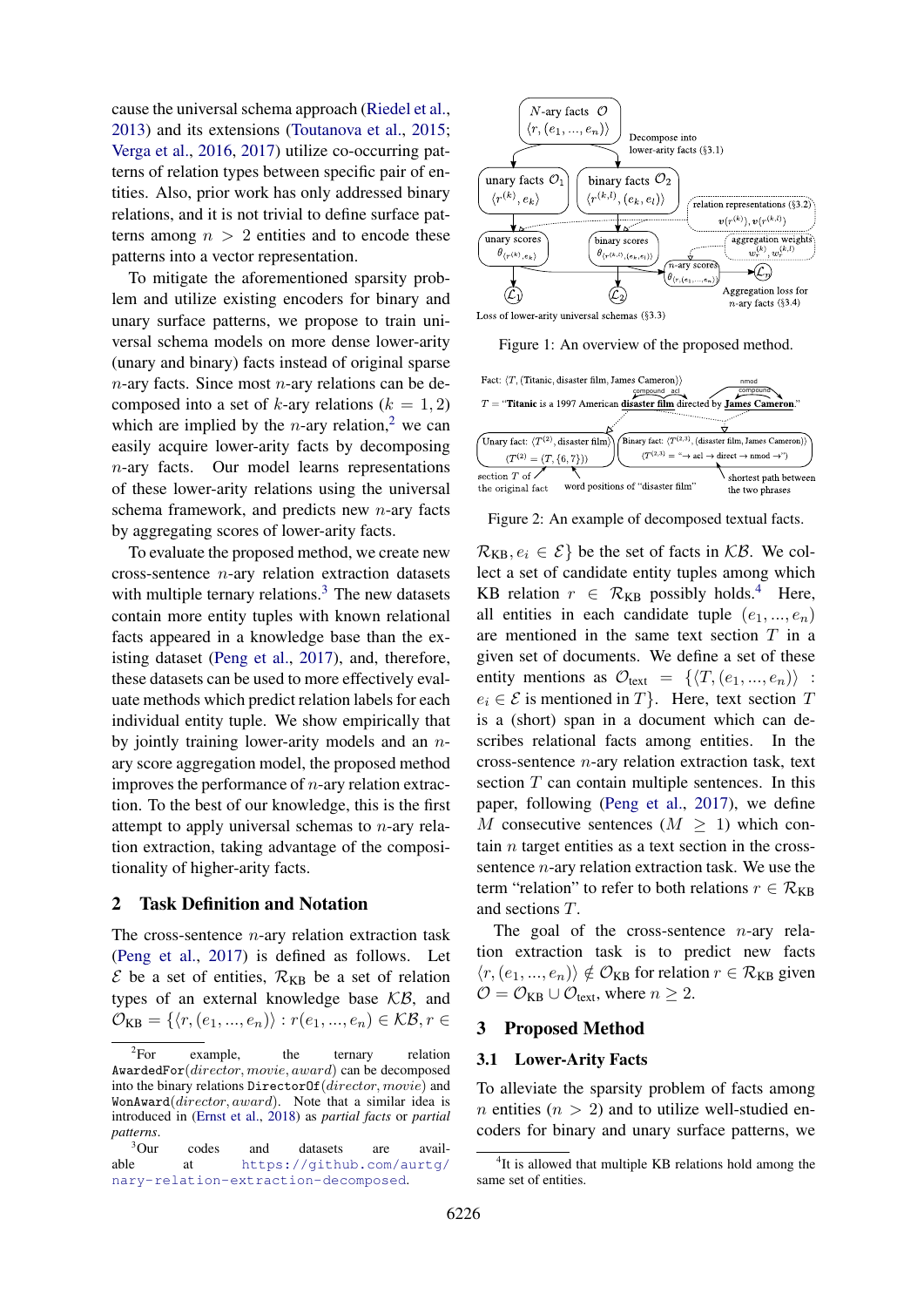cause the universal schema approach (Riedel et al., 2013) and its extensions (Toutanova et al., 2015; Verga et al., 2016, 2017) utilize co-occurring patterns of relation types between specific pair of entities. Also, prior work has only addressed binary relations, and it is not trivial to define surface patterns among $n > 2$ entities and to encode these patterns into a vector representation.

To mitigate the aforementioned sparsity problem and utilize existing encoders for binary and unary surface patterns, we propose to train universal schema models on more dense lower-arity (unary and binary) facts instead of original sparse $n$-ary facts. Since most $n$-ary relations can be decomposed into a set of $k$-ary relations ($k = 1, 2$) which are implied by the $n$-ary relation,[2] we can easily acquire lower-arity facts by decomposing $n$-ary facts. Our model learns representations of these lower-arity relations using the universal schema framework, and predicts new $n$-ary facts by aggregating scores of lower-arity facts.

To evaluate the proposed method, we create new cross-sentence $n$-ary relation extraction datasets with multiple ternary relations.[3] The new datasets contain more entity tuples with known relational facts appeared in a knowledge base than the existing dataset (Peng et al., 2017), and, therefore, these datasets can be used to more effectively evaluate methods which predict relation labels for each individual entity tuple. We show empirically that by jointly training lower-arity models and an $n$-ary score aggregation model, the proposed method improves the performance of $n$-ary relation extraction. To the best of our knowledge, this is the first attempt to apply universal schemas to $n$-ary relation extraction, taking advantage of the compositionality of higher-arity facts.

## 2 Task Definition and Notation

The cross-sentence $n$-ary relation extraction task (Peng et al., 2017) is defined as follows. Let $\mathcal{E}$ be a set of entities, $\mathcal{R}_{\text{KB}}$ be a set of relation types of an external knowledge base $\mathcal{KB}$, and $\mathcal{O}_{\text{KB}} = \{\langle r, (e_1, ..., e_n)\rangle : r(e_1, ..., e_n) \in \mathcal{KB}, r \in \mathcal{R}_{\text{KB}}, e_i \in \mathcal{E}\}$ be the set of facts in $\mathcal{KB}$. We collect a set of candidate entity tuples among which KB relation $r \in \mathcal{R}_{\text{KB}}$ possibly holds.[4] Here, all entities in each candidate tuple $(e_1, ..., e_n)$ are mentioned in the same text section $T$ in a given set of documents. We define a set of these entity mentions as $\mathcal{O}_{\text{text}} = \{\langle T, (e_1, ..., e_n)\rangle : e_i \in \mathcal{E} \text{ is mentioned in } T\}$. Here, text section $T$ is a (short) span in a document which can describes relational facts among entities. In the cross-sentence $n$-ary relation extraction task, text section $T$ can contain multiple sentences. In this paper, following (Peng et al., 2017), we define $M$ consecutive sentences ($M \geq 1$) which contain $n$ target entities as a text section in the cross-sentence $n$-ary relation extraction task. We use the term "relation" to refer to both relations $r \in \mathcal{R}_{\text{KB}}$ and sections $T$.

The goal of the cross-sentence $n$-ary relation extraction task is to predict new facts $\langle r, (e_1, ..., e_n)\rangle \notin \mathcal{O}_{\text{KB}}$ for relation $r \in \mathcal{R}_{\text{KB}}$ given $\mathcal{O} = \mathcal{O}_{\text{KB}} \cup \mathcal{O}_{\text{text}}$, where $n \geq 2$.

Figure 1: An overview of the proposed method.

Figure 2: An example of decomposed textual facts.

## 3 Proposed Method

### 3.1 Lower-Arity Facts

To alleviate the sparsity problem of facts among $n$ entities ($n > 2$) and to utilize well-studied encoders for binary and unary surface patterns, we

---

[2] For example, the ternary relation AwardedFor(*director*, *movie*, *award*) can be decomposed into the binary relations DirectorOf(*director*, *movie*) and WonAward(*director*, *award*). Note that a similar idea is introduced in (Ernst et al., 2018) as *partial facts* or *partial patterns*.

[3] Our codes and datasets are available at https://github.com/aurtg/nary-relation-extraction-decomposed.

[4] It is allowed that multiple KB relations hold among the same set of entities.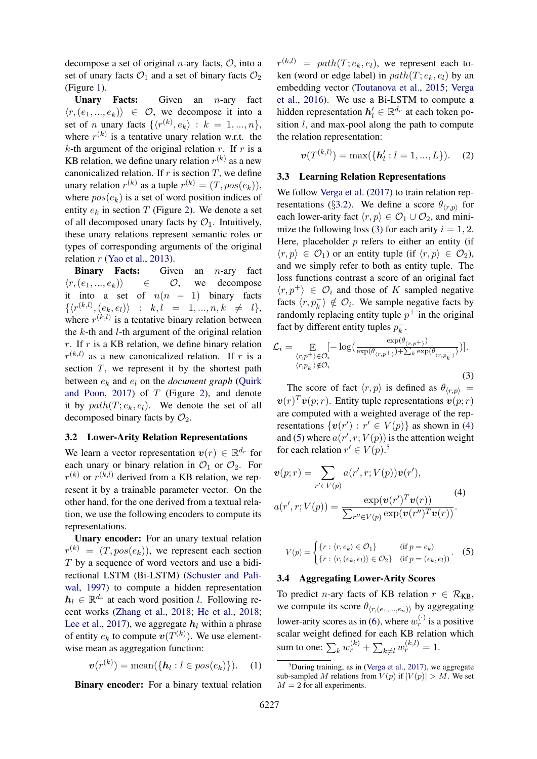decompose a set of original $n$-ary facts, $\mathcal{O}$, into a set of unary facts $\mathcal{O}_1$ and a set of binary facts $\mathcal{O}_2$ (Figure 1).

**Unary Facts:** Given an $n$-ary fact $\langle r, (e_1, ..., e_k)\rangle \in \mathcal{O}$, we decompose it into a set of $n$ unary facts $\{\langle r^{(k)}, e_k\rangle : k = 1, ..., n\}$, where $r^{(k)}$ is a tentative unary relation w.r.t. the $k$-th argument of the original relation $r$. If $r$ is a KB relation, we define unary relation $r^{(k)}$ as a new canonicalized relation. If $r$ is section $T$, we define unary relation $r^{(k)}$ as a tuple $r^{(k)} = (T, pos(e_k))$, where $pos(e_k)$ is a set of word position indices of entity $e_k$ in section $T$ (Figure 2). We denote a set of all decomposed unary facts by $\mathcal{O}_1$. Intuitively, these unary relations represent semantic roles or types of corresponding arguments of the original relation $r$ (Yao et al., 2013).

**Binary Facts:** Given an $n$-ary fact $\langle r, (e_1, ..., e_k)\rangle \in \mathcal{O}$, we decompose it into a set of $n(n-1)$ binary facts $\{\langle r^{(k,l)}, (e_k, e_l)\rangle : k, l = 1, ..., n, k \neq l\}$, where $r^{(k,l)}$ is a tentative binary relation between the $k$-th and $l$-th argument of the original relation $r$. If $r$ is a KB relation, we define binary relation $r^{(k,l)}$ as a new canonicalized relation. If $r$ is section $T$, we represent it by the shortest path between $e_k$ and $e_l$ on the *document graph* (Quirk and Poon, 2017) of $T$ (Figure 2), and denote it by $path(T; e_k, e_l)$. We denote the set of all decomposed binary facts by $\mathcal{O}_2$.

### 3.2 Lower-Arity Relation Representations

We learn a vector representation $\boldsymbol{v}(r) \in \mathbb{R}^{d_r}$ for each unary or binary relation in $\mathcal{O}_1$ or $\mathcal{O}_2$. For $r^{(k)}$ or $r^{(k,l)}$ derived from a KB relation, we represent it by a trainable parameter vector. On the other hand, for the one derived from a textual relation, we use the following encoders to compute its representations.

**Unary encoder:** For an unary textual relation $r^{(k)} = (T, pos(e_k))$, we represent each section $T$ by a sequence of word vectors and use a bidirectional LSTM (Bi-LSTM) (Schuster and Paliwal, 1997) to compute a hidden representation $\boldsymbol{h}_l \in \mathbb{R}^{d_r}$ at each word position $l$. Following recent works (Zhang et al., 2018; He et al., 2018; Lee et al., 2017), we aggregate $\boldsymbol{h}_l$ within a phrase of entity $e_k$ to compute $\boldsymbol{v}(T^{(k)})$. We use element-wise mean as aggregation function:

$$\boldsymbol{v}(r^{(k)}) = \text{mean}(\{\boldsymbol{h}_l : l \in pos(e_k)\}). \quad (1)$$

**Binary encoder:** For a binary textual relation $r^{(k,l)} = path(T; e_k, e_l)$, we represent each token (word or edge label) in $path(T; e_k, e_l)$ by an embedding vector (Toutanova et al., 2015; Verga et al., 2016). We use a Bi-LSTM to compute a hidden representation $\boldsymbol{h}'_l \in \mathbb{R}^{d_r}$ at each token position $l$, and max-pool along the path to compute the relation representation:

$$\boldsymbol{v}(T^{(k,l)}) = \max(\{\boldsymbol{h}'_l : l = 1, ..., L\}). \quad (2)$$

### 3.3 Learning Relation Representations

We follow Verga et al. (2017) to train relation representations (§3.2). We define a score $\theta_{\langle r,p\rangle}$ for each lower-arity fact $\langle r, p\rangle \in \mathcal{O}_1 \cup \mathcal{O}_2$, and minimize the following loss (3) for each arity $i = 1, 2$. Here, placeholder $p$ refers to either an entity (if $\langle r, p\rangle \in \mathcal{O}_1$) or an entity tuple (if $\langle r, p\rangle \in \mathcal{O}_2$), and we simply refer to both as entity tuple. The loss functions contrast a score of an original fact $\langle r, p^+\rangle \in \mathcal{O}_i$ and those of $K$ sampled negative facts $\langle r, p_k^-\rangle \notin \mathcal{O}_i$. We sample negative facts by randomly replacing entity tuple $p^+$ in the original fact by different entity tuples $p_k^-$.

$$\mathcal{L}_i = \mathop{\mathbb{E}}_{\substack{\langle r,p^+\rangle \in \mathcal{O}_i \\ \langle r,p_k^-\rangle \notin \mathcal{O}_i}} [-\log(\frac{\exp(\theta_{\langle r,p^+\rangle})}{\exp(\theta_{\langle r,p^+\rangle}) + \sum_k \exp(\theta_{\langle r,p_k^-\rangle})})]. \quad (3)$$

The score of fact $\langle r, p\rangle$ is defined as $\theta_{\langle r,p\rangle} = \boldsymbol{v}(r)^T \boldsymbol{v}(p; r)$. Entity tuple representations $\boldsymbol{v}(p; r)$ are computed with a weighted average of the representations $\{\boldsymbol{v}(r') : r' \in V(p)\}$ as shown in (4) and (5) where $a(r', r; V(p))$ is the attention weight for each relation $r' \in V(p)$.[5]

$$\boldsymbol{v}(p; r) = \sum_{r' \in V(p)} a(r', r; V(p)) \boldsymbol{v}(r'),$$
$$a(r', r; V(p)) = \frac{\exp(\boldsymbol{v}(r')^T \boldsymbol{v}(r))}{\sum_{r'' \in V(p)} \exp(\boldsymbol{v}(r'')^T \boldsymbol{v}(r))}. \quad (4)$$

$$V(p) = \begin{cases} \{r : \langle r, e_k\rangle \in \mathcal{O}_1\} & (\text{if } p = e_k) \\ \{r : \langle r, (e_k, e_l)\rangle \in \mathcal{O}_2\} & (\text{if } p = (e_k, e_l)) \end{cases}. \quad (5)$$

### 3.4 Aggregating Lower-Arity Scores

To predict $n$-ary facts of KB relation $r \in \mathcal{R}_{\text{KB}}$, we compute its score $\theta_{\langle r,(e_1,...,e_n)\rangle}$ by aggregating lower-arity scores as in (6), where $w_r^{(\cdot)}$ is a positive scalar weight defined for each KB relation which sum to one: $\sum_k w_r^{(k)} + \sum_{k \neq l} w_r^{(k,l)} = 1$.

[5] During training, as in (Verga et al., 2017), we aggregate sub-sampled $M$ relations from $V(p)$ if $|V(p)| > M$. We set $M = 2$ for all experiments.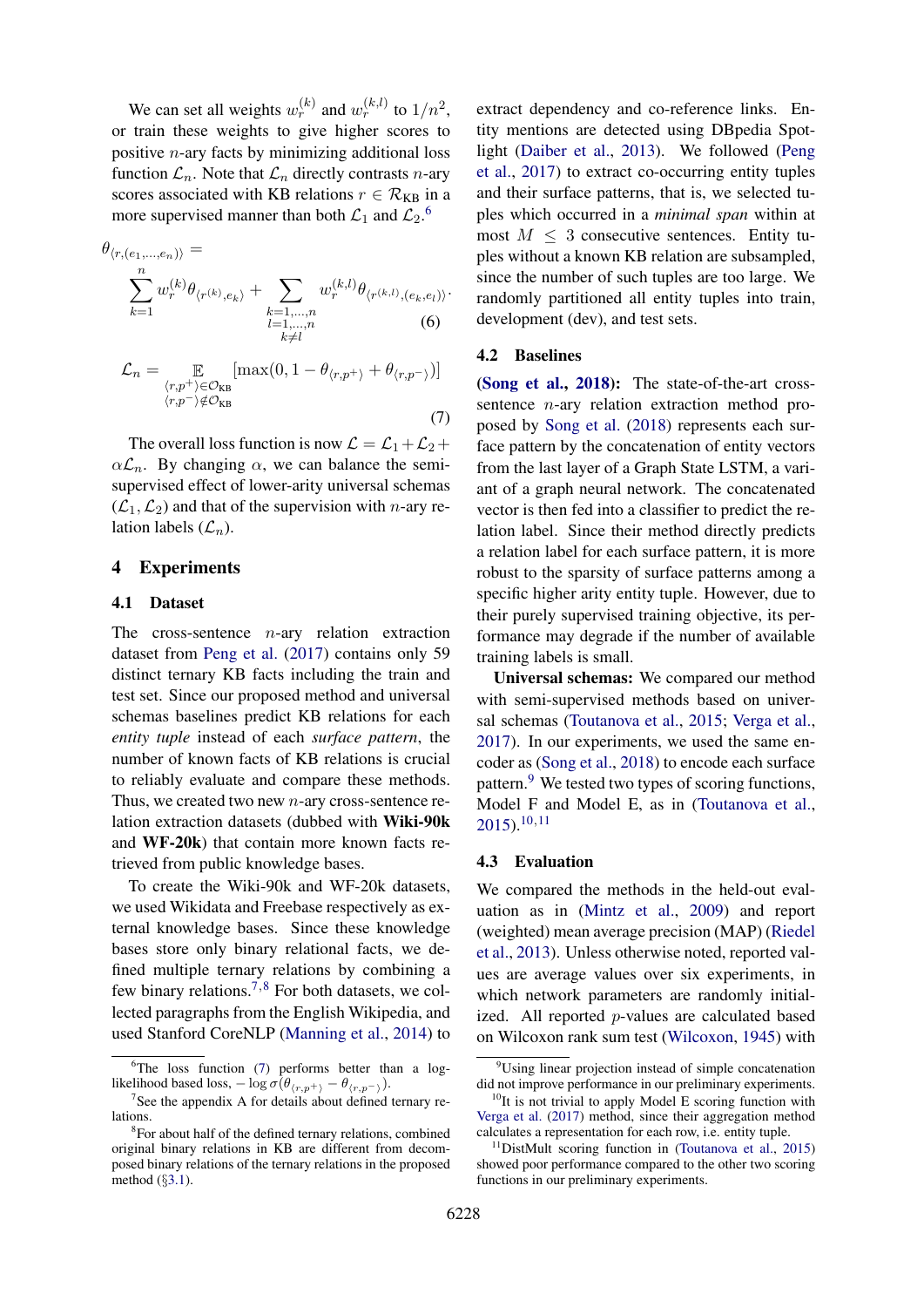We can set all weights $w_r^{(k)}$ and $w_r^{(k,l)}$ to $1/n^2$, or train these weights to give higher scores to positive $n$-ary facts by minimizing additional loss function $\mathcal{L}_n$. Note that $\mathcal{L}_n$ directly contrasts $n$-ary scores associated with KB relations $r \in \mathcal{R}_{\text{KB}}$ in a more supervised manner than both $\mathcal{L}_1$ and $\mathcal{L}_2$.[6]

$$\theta_{\langle r,(e_1,\ldots,e_n)\rangle} = \sum_{k=1}^{n} w_r^{(k)} \theta_{\langle r^{(k)}, e_k\rangle} + \sum_{\substack{k=1,\ldots,n \\ l=1,\ldots,n \\ k\neq l}} w_r^{(k,l)} \theta_{\langle r^{(k,l)},(e_k,e_l)\rangle}. \quad (6)$$

$$\mathcal{L}_n = \mathop{\mathbb{E}}_{\substack{\langle r,p^+\rangle \in \mathcal{O}_{\text{KB}} \\ \langle r,p^-\rangle \notin \mathcal{O}_{\text{KB}}}} [\max(0, 1 - \theta_{\langle r,p^+\rangle} + \theta_{\langle r,p^-\rangle})] \quad (7)$$

The overall loss function is now $\mathcal{L} = \mathcal{L}_1 + \mathcal{L}_2 + \alpha\mathcal{L}_n$. By changing $\alpha$, we can balance the semi-supervised effect of lower-arity universal schemas ($\mathcal{L}_1, \mathcal{L}_2$) and that of the supervision with $n$-ary relation labels ($\mathcal{L}_n$).

## 4 Experiments

### 4.1 Dataset

The cross-sentence $n$-ary relation extraction dataset from Peng et al. (2017) contains only 59 distinct ternary KB facts including the train and test set. Since our proposed method and universal schemas baselines predict KB relations for each *entity tuple* instead of each *surface pattern*, the number of known facts of KB relations is crucial to reliably evaluate and compare these methods. Thus, we created two new $n$-ary cross-sentence relation extraction datasets (dubbed with **Wiki-90k** and **WF-20k**) that contain more known facts retrieved from public knowledge bases.

To create the Wiki-90k and WF-20k datasets, we used Wikidata and Freebase respectively as external knowledge bases. Since these knowledge bases store only binary relational facts, we defined multiple ternary relations by combining a few binary relations.[7,8] For both datasets, we collected paragraphs from the English Wikipedia, and used Stanford CoreNLP (Manning et al., 2014) to extract dependency and co-reference links. Entity mentions are detected using DBpedia Spotlight (Daiber et al., 2013). We followed (Peng et al., 2017) to extract co-occurring entity tuples and their surface patterns, that is, we selected tuples which occurred in a *minimal span* within at most $M \leq 3$ consecutive sentences. Entity tuples without a known KB relation are subsampled, since the number of such tuples are too large. We randomly partitioned all entity tuples into train, development (dev), and test sets.

### 4.2 Baselines

**(Song et al., 2018):** The state-of-the-art cross-sentence $n$-ary relation extraction method proposed by Song et al. (2018) represents each surface pattern by the concatenation of entity vectors from the last layer of a Graph State LSTM, a variant of a graph neural network. The concatenated vector is then fed into a classifier to predict the relation label. Since their method directly predicts a relation label for each surface pattern, it is more robust to the sparsity of surface patterns among a specific higher arity entity tuple. However, due to their purely supervised training objective, its performance may degrade if the number of available training labels is small.

**Universal schemas:** We compared our method with semi-supervised methods based on universal schemas (Toutanova et al., 2015; Verga et al., 2017). In our experiments, we used the same encoder as (Song et al., 2018) to encode each surface pattern.[9] We tested two types of scoring functions, Model F and Model E, as in (Toutanova et al., 2015).[10,11]

### 4.3 Evaluation

We compared the methods in the held-out evaluation as in (Mintz et al., 2009) and report (weighted) mean average precision (MAP) (Riedel et al., 2013). Unless otherwise noted, reported values are average values over six experiments, in which network parameters are randomly initialized. All reported $p$-values are calculated based on Wilcoxon rank sum test (Wilcoxon, 1945) with

---

[6] The loss function (7) performs better than a log-likelihood based loss, $-\log \sigma(\theta_{\langle r,p^+\rangle} - \theta_{\langle r,p^-\rangle})$.

[7] See the appendix A for details about defined ternary relations.

[8] For about half of the defined ternary relations, combined original binary relations in KB are different from decomposed binary relations of the ternary relations in the proposed method (§3.1).

[9] Using linear projection instead of simple concatenation did not improve performance in our preliminary experiments.

[10] It is not trivial to apply Model E scoring function with Verga et al. (2017) method, since their aggregation method calculates a representation for each row, i.e. entity tuple.

[11] DistMult scoring function in (Toutanova et al., 2015) showed poor performance compared to the other two scoring functions in our preliminary experiments.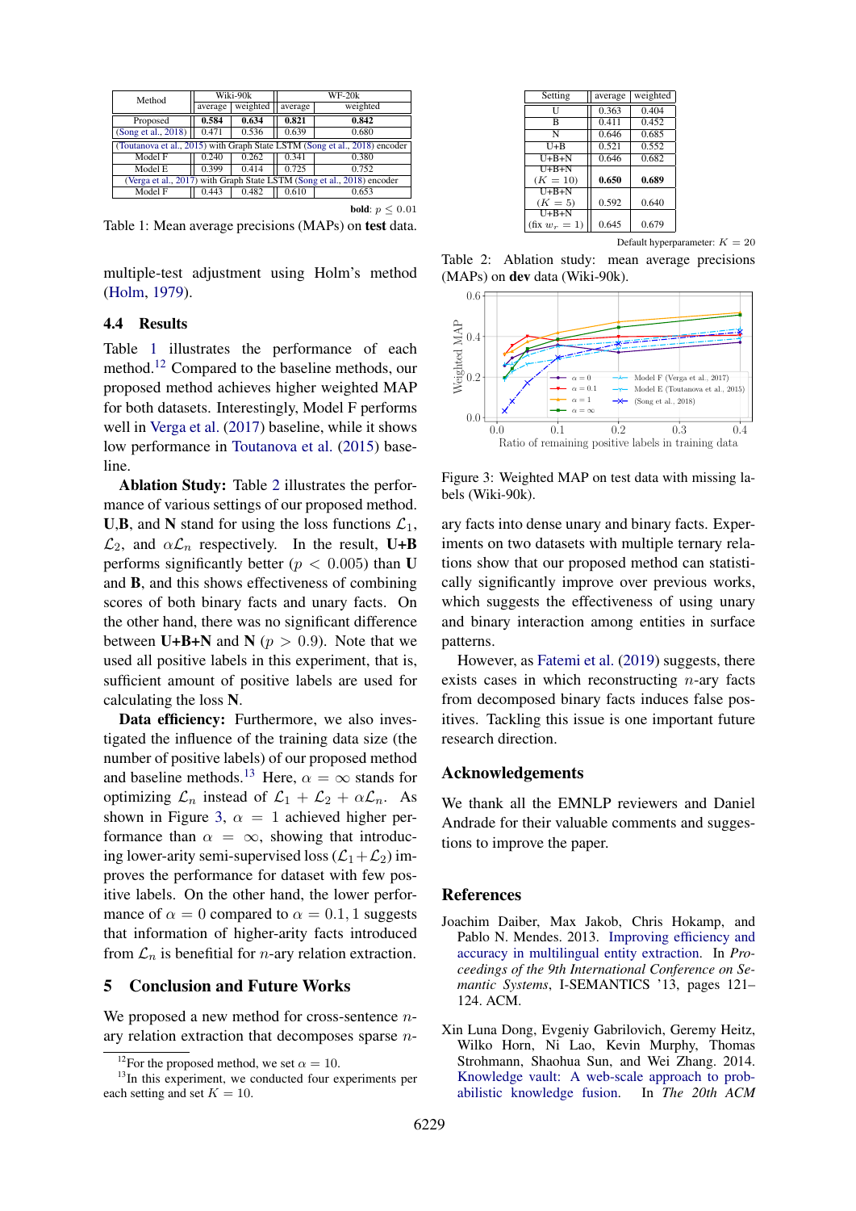| Method | Wiki-90k | | WF-20k | |
|---|---|---|---|---|
| | average | weighted | average | weighted |
| Proposed | **0.584** | **0.634** | **0.821** | **0.842** |
| (Song et al., 2018) | 0.471 | 0.536 | 0.639 | 0.680 |
| (Toutanova et al., 2015) with Graph State LSTM (Song et al., 2018) encoder | | | | |
| Model F | 0.240 | 0.262 | 0.341 | 0.380 |
| Model E | 0.399 | 0.414 | 0.725 | 0.752 |
| (Verga et al., 2017) with Graph State LSTM (Song et al., 2018) encoder | | | | |
| Model F | 0.443 | 0.482 | 0.610 | 0.653 |

**bold**: $p \leq 0.01$

Table 1: Mean average precisions (MAPs) on **test** data.

| Setting | average | weighted |
|---|---|---|
| U | 0.363 | 0.404 |
| B | 0.411 | 0.452 |
| N | 0.646 | 0.685 |
| U+B | 0.521 | 0.552 |
| U+B+N | 0.646 | 0.682 |
| U+B+N ($K = 10$) | **0.650** | **0.689** |
| U+B+N ($K = 5$) | 0.592 | 0.640 |
| U+B+N (fix $w_r = 1$) | 0.645 | 0.679 |

Default hyperparameter: $K = 20$

Table 2: Ablation study: mean average precisions (MAPs) on **dev** data (Wiki-90k).

Figure 3: Weighted MAP on test data with missing labels (Wiki-90k).

multiple-test adjustment using Holm's method (Holm, 1979).

## 4.4 Results

Table 1 illustrates the performance of each method.[12] Compared to the baseline methods, our proposed method achieves higher weighted MAP for both datasets. Interestingly, Model F performs well in Verga et al. (2017) baseline, while it shows low performance in Toutanova et al. (2015) baseline.

**Ablation Study:** Table 2 illustrates the performance of various settings of our proposed method. **U**,**B**, and **N** stand for using the loss functions $\mathcal{L}_1$, $\mathcal{L}_2$, and $\alpha\mathcal{L}_n$ respectively. In the result, **U+B** performs significantly better ($p < 0.005$) than **U** and **B**, and this shows effectiveness of combining scores of both binary facts and unary facts. On the other hand, there was no significant difference between **U+B+N** and **N** ($p > 0.9$). Note that we used all positive labels in this experiment, that is, sufficient amount of positive labels are used for calculating the loss **N**.

**Data efficiency:** Furthermore, we also investigated the influence of the training data size (the number of positive labels) of our proposed method and baseline methods.[13] Here, $\alpha = \infty$ stands for optimizing $\mathcal{L}_n$ instead of $\mathcal{L}_1 + \mathcal{L}_2 + \alpha\mathcal{L}_n$. As shown in Figure 3, $\alpha = 1$ achieved higher performance than $\alpha = \infty$, showing that introducing lower-arity semi-supervised loss ($\mathcal{L}_1 + \mathcal{L}_2$) improves the performance for dataset with few positive labels. On the other hand, the lower performance of $\alpha = 0$ compared to $\alpha = 0.1, 1$ suggests that information of higher-arity facts introduced from $\mathcal{L}_n$ is beneficial for $n$-ary relation extraction.

# 5 Conclusion and Future Works

We proposed a new method for cross-sentence $n$-ary relation extraction that decomposes sparse $n$-ary facts into dense unary and binary facts. Experiments on two datasets with multiple ternary relations show that our proposed method can statistically significantly improve over previous works, which suggests the effectiveness of using unary and binary interaction among entities in surface patterns.

However, as Fatemi et al. (2019) suggests, there exists cases in which reconstructing $n$-ary facts from decomposed binary facts induces false positives. Tackling this issue is one important future research direction.

# Acknowledgements

We thank all the EMNLP reviewers and Daniel Andrade for their valuable comments and suggestions to improve the paper.

# References

Joachim Daiber, Max Jakob, Chris Hokamp, and Pablo N. Mendes. 2013. Improving efficiency and accuracy in multilingual entity extraction. In *Proceedings of the 9th International Conference on Semantic Systems*, I-SEMANTICS '13, pages 121–124. ACM.

Xin Luna Dong, Evgeniy Gabrilovich, Geremy Heitz, Wilko Horn, Ni Lao, Kevin Murphy, Thomas Strohmann, Shaohua Sun, and Wei Zhang. 2014. Knowledge vault: A web-scale approach to probabilistic knowledge fusion. In *The 20th ACM*

[12] For the proposed method, we set $\alpha = 10$.

[13] In this experiment, we conducted four experiments per each setting and set $K = 10$.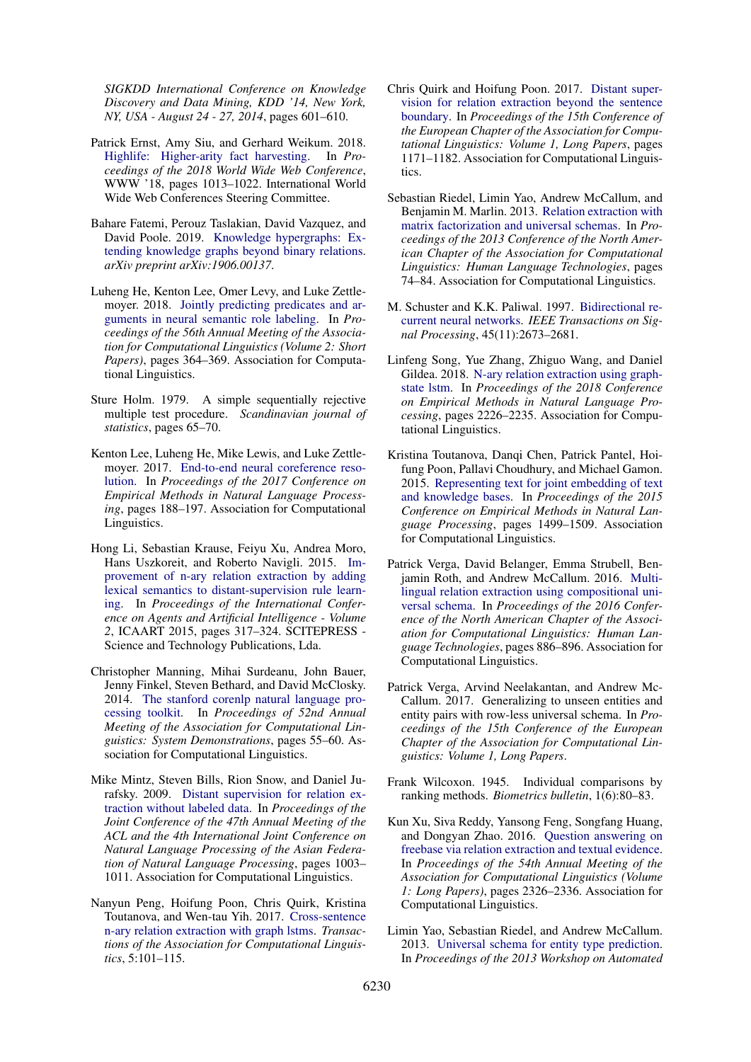*SIGKDD International Conference on Knowledge Discovery and Data Mining, KDD '14, New York, NY, USA - August 24 - 27, 2014*, pages 601–610.

Patrick Ernst, Amy Siu, and Gerhard Weikum. 2018. Highlife: Higher-arity fact harvesting. In *Proceedings of the 2018 World Wide Web Conference*, WWW '18, pages 1013–1022. International World Wide Web Conferences Steering Committee.

Bahare Fatemi, Perouz Taslakian, David Vazquez, and David Poole. 2019. Knowledge hypergraphs: Extending knowledge graphs beyond binary relations. *arXiv preprint arXiv:1906.00137*.

Luheng He, Kenton Lee, Omer Levy, and Luke Zettlemoyer. 2018. Jointly predicting predicates and arguments in neural semantic role labeling. In *Proceedings of the 56th Annual Meeting of the Association for Computational Linguistics (Volume 2: Short Papers)*, pages 364–369. Association for Computational Linguistics.

Sture Holm. 1979. A simple sequentially rejective multiple test procedure. *Scandinavian journal of statistics*, pages 65–70.

Kenton Lee, Luheng He, Mike Lewis, and Luke Zettlemoyer. 2017. End-to-end neural coreference resolution. In *Proceedings of the 2017 Conference on Empirical Methods in Natural Language Processing*, pages 188–197. Association for Computational Linguistics.

Hong Li, Sebastian Krause, Feiyu Xu, Andrea Moro, Hans Uszkoreit, and Roberto Navigli. 2015. Improvement of n-ary relation extraction by adding lexical semantics to distant-supervision rule learning. In *Proceedings of the International Conference on Agents and Artificial Intelligence - Volume 2*, ICAART 2015, pages 317–324. SCITEPRESS - Science and Technology Publications, Lda.

Christopher Manning, Mihai Surdeanu, John Bauer, Jenny Finkel, Steven Bethard, and David McClosky. 2014. The stanford corenlp natural language processing toolkit. In *Proceedings of 52nd Annual Meeting of the Association for Computational Linguistics: System Demonstrations*, pages 55–60. Association for Computational Linguistics.

Mike Mintz, Steven Bills, Rion Snow, and Daniel Jurafsky. 2009. Distant supervision for relation extraction without labeled data. In *Proceedings of the Joint Conference of the 47th Annual Meeting of the ACL and the 4th International Joint Conference on Natural Language Processing of the Asian Federation of Natural Language Processing*, pages 1003–1011. Association for Computational Linguistics.

Nanyun Peng, Hoifung Poon, Chris Quirk, Kristina Toutanova, and Wen-tau Yih. 2017. Cross-sentence n-ary relation extraction with graph lstms. *Transactions of the Association for Computational Linguistics*, 5:101–115.

Chris Quirk and Hoifung Poon. 2017. Distant supervision for relation extraction beyond the sentence boundary. In *Proceedings of the 15th Conference of the European Chapter of the Association for Computational Linguistics: Volume 1, Long Papers*, pages 1171–1182. Association for Computational Linguistics.

Sebastian Riedel, Limin Yao, Andrew McCallum, and Benjamin M. Marlin. 2013. Relation extraction with matrix factorization and universal schemas. In *Proceedings of the 2013 Conference of the North American Chapter of the Association for Computational Linguistics: Human Language Technologies*, pages 74–84. Association for Computational Linguistics.

M. Schuster and K.K. Paliwal. 1997. Bidirectional recurrent neural networks. *IEEE Transactions on Signal Processing*, 45(11):2673–2681.

Linfeng Song, Yue Zhang, Zhiguo Wang, and Daniel Gildea. 2018. N-ary relation extraction using graph-state lstm. In *Proceedings of the 2018 Conference on Empirical Methods in Natural Language Processing*, pages 2226–2235. Association for Computational Linguistics.

Kristina Toutanova, Danqi Chen, Patrick Pantel, Hoifung Poon, Pallavi Choudhury, and Michael Gamon. 2015. Representing text for joint embedding of text and knowledge bases. In *Proceedings of the 2015 Conference on Empirical Methods in Natural Language Processing*, pages 1499–1509. Association for Computational Linguistics.

Patrick Verga, David Belanger, Emma Strubell, Benjamin Roth, and Andrew McCallum. 2016. Multilingual relation extraction using compositional universal schema. In *Proceedings of the 2016 Conference of the North American Chapter of the Association for Computational Linguistics: Human Language Technologies*, pages 886–896. Association for Computational Linguistics.

Patrick Verga, Arvind Neelakantan, and Andrew McCallum. 2017. Generalizing to unseen entities and entity pairs with row-less universal schema. In *Proceedings of the 15th Conference of the European Chapter of the Association for Computational Linguistics: Volume 1, Long Papers*.

Frank Wilcoxon. 1945. Individual comparisons by ranking methods. *Biometrics bulletin*, 1(6):80–83.

Kun Xu, Siva Reddy, Yansong Feng, Songfang Huang, and Dongyan Zhao. 2016. Question answering on freebase via relation extraction and textual evidence. In *Proceedings of the 54th Annual Meeting of the Association for Computational Linguistics (Volume 1: Long Papers)*, pages 2326–2336. Association for Computational Linguistics.

Limin Yao, Sebastian Riedel, and Andrew McCallum. 2013. Universal schema for entity type prediction. In *Proceedings of the 2013 Workshop on Automated*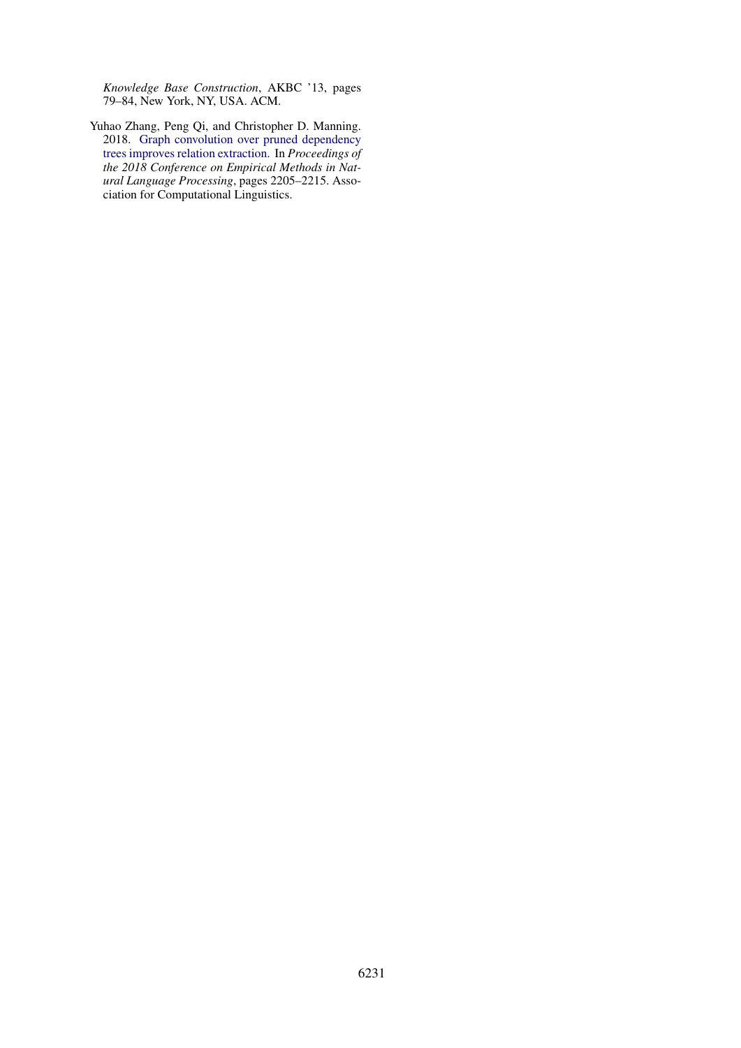*Knowledge Base Construction*, AKBC '13, pages 79–84, New York, NY, USA. ACM.

Yuhao Zhang, Peng Qi, and Christopher D. Manning. 2018. Graph convolution over pruned dependency trees improves relation extraction. In *Proceedings of the 2018 Conference on Empirical Methods in Natural Language Processing*, pages 2205–2215. Association for Computational Linguistics.